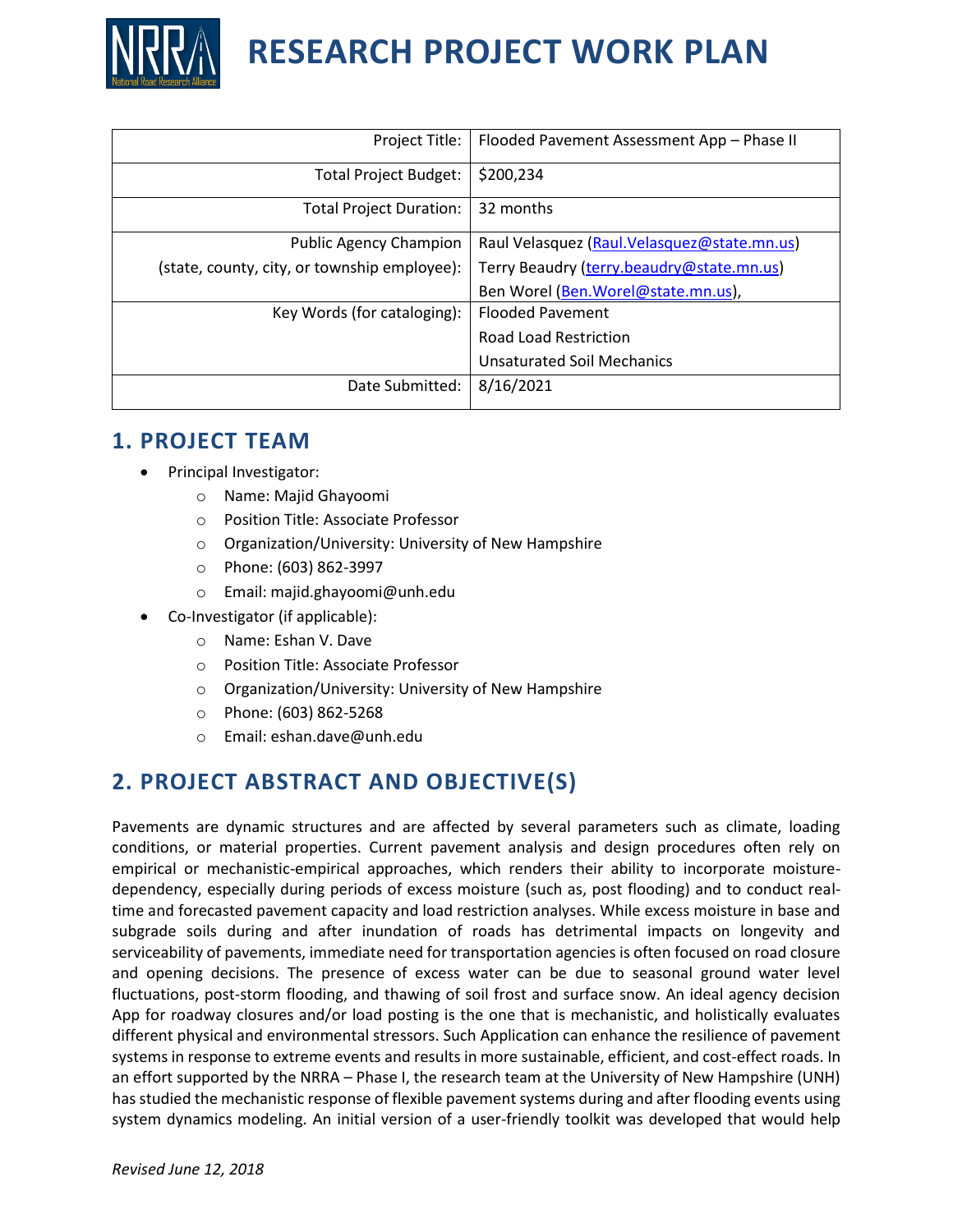# RESEARCH PROJECT WORK PLAN

| | |
|---|---|
| Project Title: | Flooded Pavement Assessment App – Phase II |
| Total Project Budget: | $200,234 |
| Total Project Duration: | 32 months |
| Public Agency Champion (state, county, city, or township employee): | Raul Velasquez (Raul.Velasquez@state.mn.us)<br>Terry Beaudry (terry.beaudry@state.mn.us)<br>Ben Worel (Ben.Worel@state.mn.us), |
| Key Words (for cataloging): | Flooded Pavement<br>Road Load Restriction<br>Unsaturated Soil Mechanics |
| Date Submitted: | 8/16/2021 |

## 1. PROJECT TEAM

- Principal Investigator:
  - Name: Majid Ghayoomi
  - Position Title: Associate Professor
  - Organization/University: University of New Hampshire
  - Phone: (603) 862-3997
  - Email: majid.ghayoomi@unh.edu
- Co-Investigator (if applicable):
  - Name: Eshan V. Dave
  - Position Title: Associate Professor
  - Organization/University: University of New Hampshire
  - Phone: (603) 862-5268
  - Email: eshan.dave@unh.edu

## 2. PROJECT ABSTRACT AND OBJECTIVE(S)

Pavements are dynamic structures and are affected by several parameters such as climate, loading conditions, or material properties. Current pavement analysis and design procedures often rely on empirical or mechanistic-empirical approaches, which renders their ability to incorporate moisture-dependency, especially during periods of excess moisture (such as, post flooding) and to conduct real-time and forecasted pavement capacity and load restriction analyses. While excess moisture in base and subgrade soils during and after inundation of roads has detrimental impacts on longevity and serviceability of pavements, immediate need for transportation agencies is often focused on road closure and opening decisions. The presence of excess water can be due to seasonal ground water level fluctuations, post-storm flooding, and thawing of soil frost and surface snow. An ideal agency decision App for roadway closures and/or load posting is the one that is mechanistic, and holistically evaluates different physical and environmental stressors. Such Application can enhance the resilience of pavement systems in response to extreme events and results in more sustainable, efficient, and cost-effect roads. In an effort supported by the NRRA – Phase I, the research team at the University of New Hampshire (UNH) has studied the mechanistic response of flexible pavement systems during and after flooding events using system dynamics modeling. An initial version of a user-friendly toolkit was developed that would help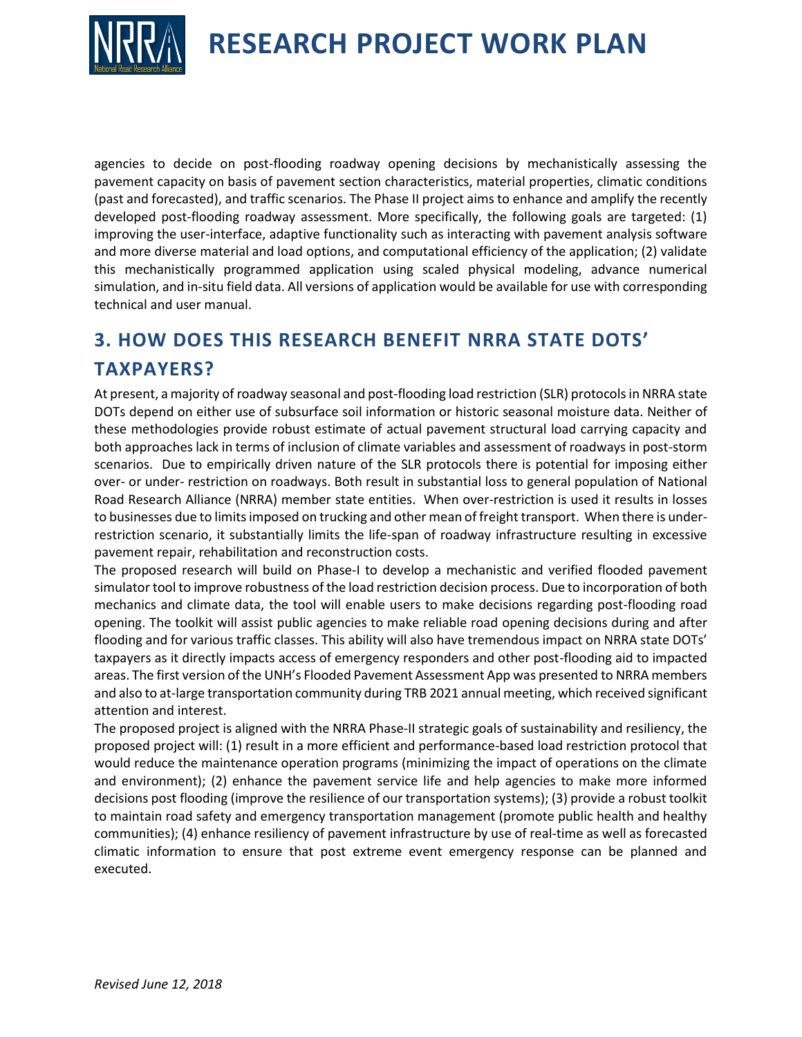agencies to decide on post-flooding roadway opening decisions by mechanistically assessing the pavement capacity on basis of pavement section characteristics, material properties, climatic conditions (past and forecasted), and traffic scenarios. The Phase II project aims to enhance and amplify the recently developed post-flooding roadway assessment. More specifically, the following goals are targeted: (1) improving the user-interface, adaptive functionality such as interacting with pavement analysis software and more diverse material and load options, and computational efficiency of the application; (2) validate this mechanistically programmed application using scaled physical modeling, advance numerical simulation, and in-situ field data. All versions of application would be available for use with corresponding technical and user manual.

## 3. HOW DOES THIS RESEARCH BENEFIT NRRA STATE DOTS' TAXPAYERS?

At present, a majority of roadway seasonal and post-flooding load restriction (SLR) protocols in NRRA state DOTs depend on either use of subsurface soil information or historic seasonal moisture data. Neither of these methodologies provide robust estimate of actual pavement structural load carrying capacity and both approaches lack in terms of inclusion of climate variables and assessment of roadways in post-storm scenarios. Due to empirically driven nature of the SLR protocols there is potential for imposing either over- or under- restriction on roadways. Both result in substantial loss to general population of National Road Research Alliance (NRRA) member state entities. When over-restriction is used it results in losses to businesses due to limits imposed on trucking and other mean of freight transport. When there is under-restriction scenario, it substantially limits the life-span of roadway infrastructure resulting in excessive pavement repair, rehabilitation and reconstruction costs.

The proposed research will build on Phase-I to develop a mechanistic and verified flooded pavement simulator tool to improve robustness of the load restriction decision process. Due to incorporation of both mechanics and climate data, the tool will enable users to make decisions regarding post-flooding road opening. The toolkit will assist public agencies to make reliable road opening decisions during and after flooding and for various traffic classes. This ability will also have tremendous impact on NRRA state DOTs' taxpayers as it directly impacts access of emergency responders and other post-flooding aid to impacted areas. The first version of the UNH's Flooded Pavement Assessment App was presented to NRRA members and also to at-large transportation community during TRB 2021 annual meeting, which received significant attention and interest.

The proposed project is aligned with the NRRA Phase-II strategic goals of sustainability and resiliency, the proposed project will: (1) result in a more efficient and performance-based load restriction protocol that would reduce the maintenance operation programs (minimizing the impact of operations on the climate and environment); (2) enhance the pavement service life and help agencies to make more informed decisions post flooding (improve the resilience of our transportation systems); (3) provide a robust toolkit to maintain road safety and emergency transportation management (promote public health and healthy communities); (4) enhance resiliency of pavement infrastructure by use of real-time as well as forecasted climatic information to ensure that post extreme event emergency response can be planned and executed.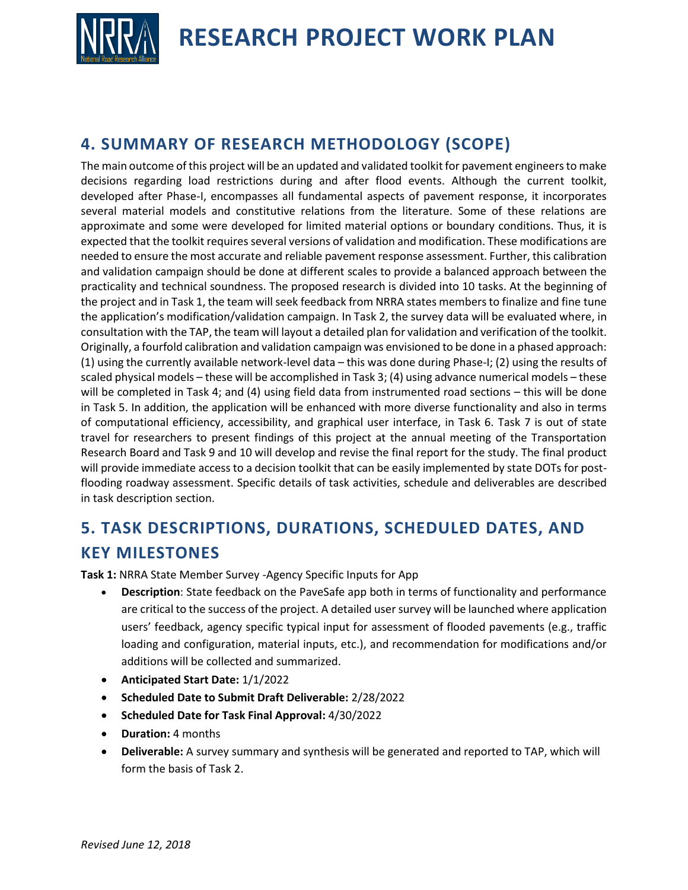## 4. SUMMARY OF RESEARCH METHODOLOGY (SCOPE)

The main outcome of this project will be an updated and validated toolkit for pavement engineers to make decisions regarding load restrictions during and after flood events. Although the current toolkit, developed after Phase-I, encompasses all fundamental aspects of pavement response, it incorporates several material models and constitutive relations from the literature. Some of these relations are approximate and some were developed for limited material options or boundary conditions. Thus, it is expected that the toolkit requires several versions of validation and modification. These modifications are needed to ensure the most accurate and reliable pavement response assessment. Further, this calibration and validation campaign should be done at different scales to provide a balanced approach between the practicality and technical soundness. The proposed research is divided into 10 tasks. At the beginning of the project and in Task 1, the team will seek feedback from NRRA states members to finalize and fine tune the application's modification/validation campaign. In Task 2, the survey data will be evaluated where, in consultation with the TAP, the team will layout a detailed plan for validation and verification of the toolkit. Originally, a fourfold calibration and validation campaign was envisioned to be done in a phased approach: (1) using the currently available network-level data – this was done during Phase-I; (2) using the results of scaled physical models – these will be accomplished in Task 3; (4) using advance numerical models – these will be completed in Task 4; and (4) using field data from instrumented road sections – this will be done in Task 5. In addition, the application will be enhanced with more diverse functionality and also in terms of computational efficiency, accessibility, and graphical user interface, in Task 6. Task 7 is out of state travel for researchers to present findings of this project at the annual meeting of the Transportation Research Board and Task 9 and 10 will develop and revise the final report for the study. The final product will provide immediate access to a decision toolkit that can be easily implemented by state DOTs for post-flooding roadway assessment. Specific details of task activities, schedule and deliverables are described in task description section.

## 5. TASK DESCRIPTIONS, DURATIONS, SCHEDULED DATES, AND KEY MILESTONES

**Task 1:** NRRA State Member Survey -Agency Specific Inputs for App

- **Description**: State feedback on the PaveSafe app both in terms of functionality and performance are critical to the success of the project. A detailed user survey will be launched where application users' feedback, agency specific typical input for assessment of flooded pavements (e.g., traffic loading and configuration, material inputs, etc.), and recommendation for modifications and/or additions will be collected and summarized.
- **Anticipated Start Date:** 1/1/2022
- **Scheduled Date to Submit Draft Deliverable:** 2/28/2022
- **Scheduled Date for Task Final Approval:** 4/30/2022
- **Duration:** 4 months
- **Deliverable:** A survey summary and synthesis will be generated and reported to TAP, which will form the basis of Task 2.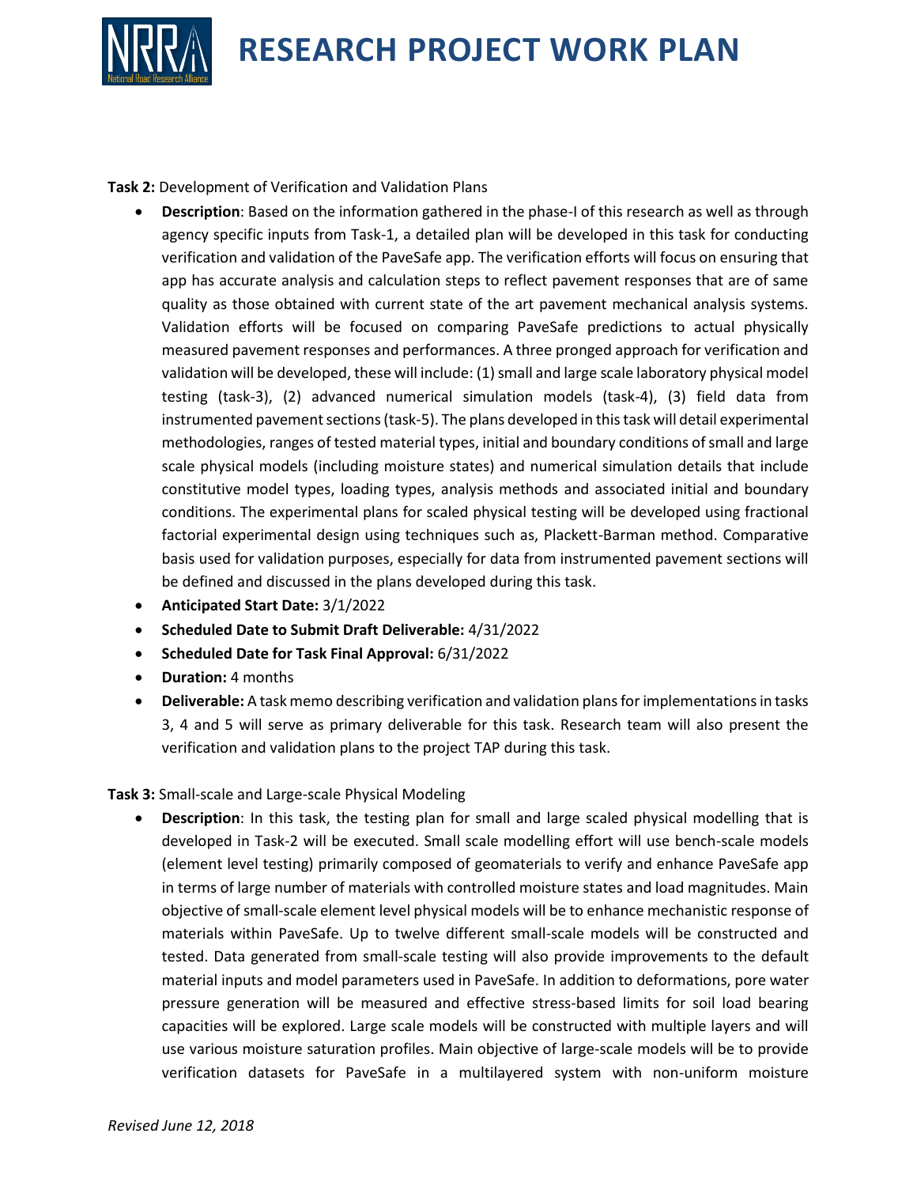**Task 2:** Development of Verification and Validation Plans

- **Description**: Based on the information gathered in the phase-I of this research as well as through agency specific inputs from Task-1, a detailed plan will be developed in this task for conducting verification and validation of the PaveSafe app. The verification efforts will focus on ensuring that app has accurate analysis and calculation steps to reflect pavement responses that are of same quality as those obtained with current state of the art pavement mechanical analysis systems. Validation efforts will be focused on comparing PaveSafe predictions to actual physically measured pavement responses and performances. A three pronged approach for verification and validation will be developed, these will include: (1) small and large scale laboratory physical model testing (task-3), (2) advanced numerical simulation models (task-4), (3) field data from instrumented pavement sections (task-5). The plans developed in this task will detail experimental methodologies, ranges of tested material types, initial and boundary conditions of small and large scale physical models (including moisture states) and numerical simulation details that include constitutive model types, loading types, analysis methods and associated initial and boundary conditions. The experimental plans for scaled physical testing will be developed using fractional factorial experimental design using techniques such as, Plackett-Barman method. Comparative basis used for validation purposes, especially for data from instrumented pavement sections will be defined and discussed in the plans developed during this task.
- **Anticipated Start Date:** 3/1/2022
- **Scheduled Date to Submit Draft Deliverable:** 4/31/2022
- **Scheduled Date for Task Final Approval:** 6/31/2022
- **Duration:** 4 months
- **Deliverable:** A task memo describing verification and validation plans for implementations in tasks 3, 4 and 5 will serve as primary deliverable for this task. Research team will also present the verification and validation plans to the project TAP during this task.

**Task 3:** Small-scale and Large-scale Physical Modeling

- **Description**: In this task, the testing plan for small and large scaled physical modelling that is developed in Task-2 will be executed. Small scale modelling effort will use bench-scale models (element level testing) primarily composed of geomaterials to verify and enhance PaveSafe app in terms of large number of materials with controlled moisture states and load magnitudes. Main objective of small-scale element level physical models will be to enhance mechanistic response of materials within PaveSafe. Up to twelve different small-scale models will be constructed and tested. Data generated from small-scale testing will also provide improvements to the default material inputs and model parameters used in PaveSafe. In addition to deformations, pore water pressure generation will be measured and effective stress-based limits for soil load bearing capacities will be explored. Large scale models will be constructed with multiple layers and will use various moisture saturation profiles. Main objective of large-scale models will be to provide verification datasets for PaveSafe in a multilayered system with non-uniform moisture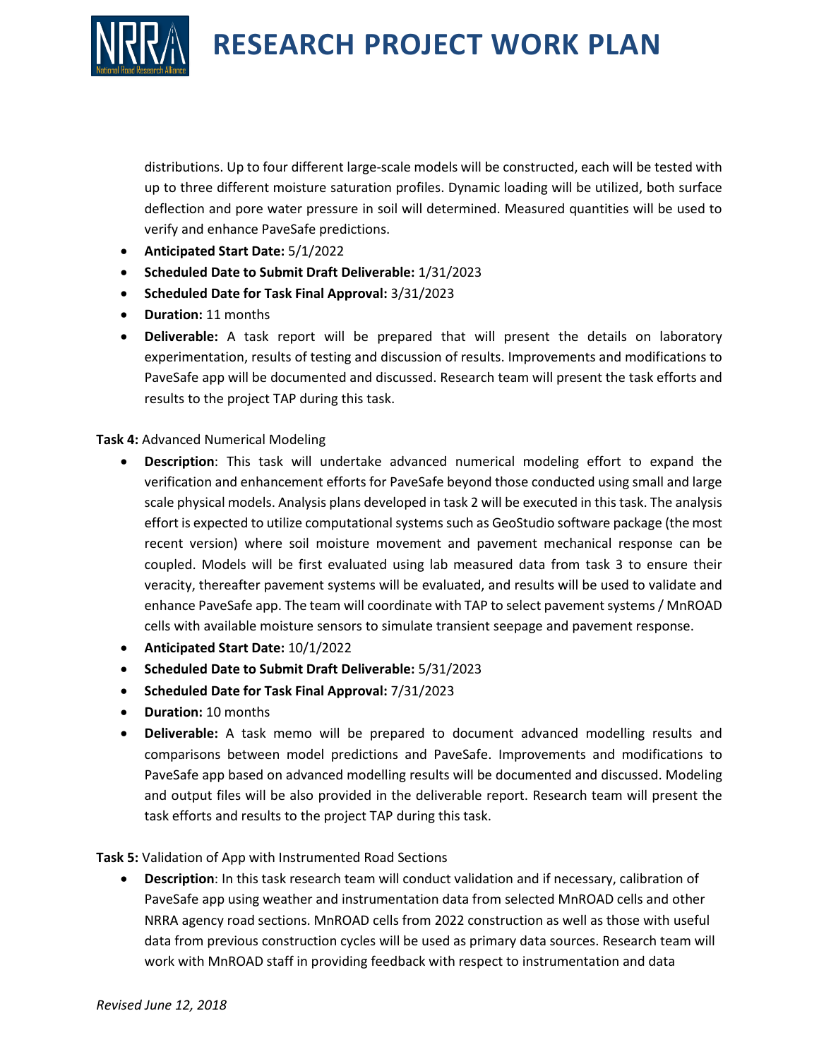distributions. Up to four different large-scale models will be constructed, each will be tested with up to three different moisture saturation profiles. Dynamic loading will be utilized, both surface deflection and pore water pressure in soil will determined. Measured quantities will be used to verify and enhance PaveSafe predictions.

- **Anticipated Start Date:** 5/1/2022
- **Scheduled Date to Submit Draft Deliverable:** 1/31/2023
- **Scheduled Date for Task Final Approval:** 3/31/2023
- **Duration:** 11 months
- **Deliverable:** A task report will be prepared that will present the details on laboratory experimentation, results of testing and discussion of results. Improvements and modifications to PaveSafe app will be documented and discussed. Research team will present the task efforts and results to the project TAP during this task.

**Task 4:** Advanced Numerical Modeling

- **Description**: This task will undertake advanced numerical modeling effort to expand the verification and enhancement efforts for PaveSafe beyond those conducted using small and large scale physical models. Analysis plans developed in task 2 will be executed in this task. The analysis effort is expected to utilize computational systems such as GeoStudio software package (the most recent version) where soil moisture movement and pavement mechanical response can be coupled. Models will be first evaluated using lab measured data from task 3 to ensure their veracity, thereafter pavement systems will be evaluated, and results will be used to validate and enhance PaveSafe app. The team will coordinate with TAP to select pavement systems / MnROAD cells with available moisture sensors to simulate transient seepage and pavement response.
- **Anticipated Start Date:** 10/1/2022
- **Scheduled Date to Submit Draft Deliverable:** 5/31/2023
- **Scheduled Date for Task Final Approval:** 7/31/2023
- **Duration:** 10 months
- **Deliverable:** A task memo will be prepared to document advanced modelling results and comparisons between model predictions and PaveSafe. Improvements and modifications to PaveSafe app based on advanced modelling results will be documented and discussed. Modeling and output files will be also provided in the deliverable report. Research team will present the task efforts and results to the project TAP during this task.

**Task 5:** Validation of App with Instrumented Road Sections

- **Description**: In this task research team will conduct validation and if necessary, calibration of PaveSafe app using weather and instrumentation data from selected MnROAD cells and other NRRA agency road sections. MnROAD cells from 2022 construction as well as those with useful data from previous construction cycles will be used as primary data sources. Research team will work with MnROAD staff in providing feedback with respect to instrumentation and data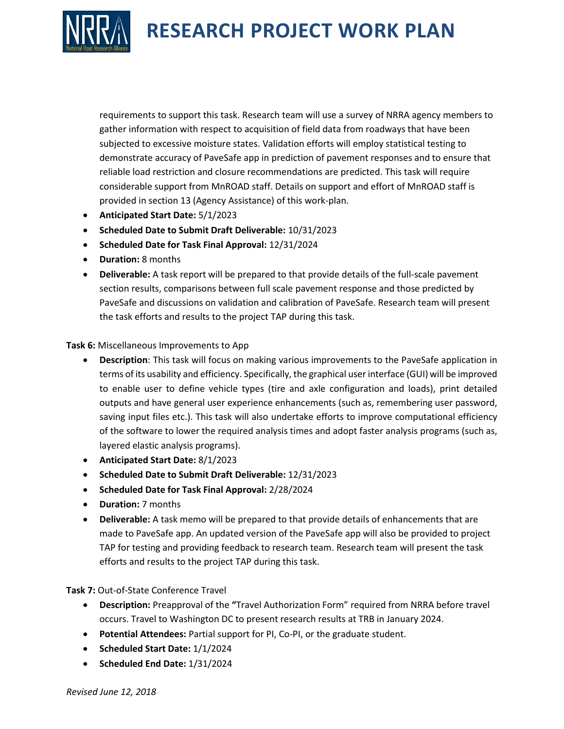requirements to support this task. Research team will use a survey of NRRA agency members to gather information with respect to acquisition of field data from roadways that have been subjected to excessive moisture states. Validation efforts will employ statistical testing to demonstrate accuracy of PaveSafe app in prediction of pavement responses and to ensure that reliable load restriction and closure recommendations are predicted. This task will require considerable support from MnROAD staff. Details on support and effort of MnROAD staff is provided in section 13 (Agency Assistance) of this work-plan.

- **Anticipated Start Date:** 5/1/2023
- **Scheduled Date to Submit Draft Deliverable:** 10/31/2023
- **Scheduled Date for Task Final Approval:** 12/31/2024
- **Duration:** 8 months
- **Deliverable:** A task report will be prepared to that provide details of the full-scale pavement section results, comparisons between full scale pavement response and those predicted by PaveSafe and discussions on validation and calibration of PaveSafe. Research team will present the task efforts and results to the project TAP during this task.

**Task 6:** Miscellaneous Improvements to App

- **Description**: This task will focus on making various improvements to the PaveSafe application in terms of its usability and efficiency. Specifically, the graphical user interface (GUI) will be improved to enable user to define vehicle types (tire and axle configuration and loads), print detailed outputs and have general user experience enhancements (such as, remembering user password, saving input files etc.). This task will also undertake efforts to improve computational efficiency of the software to lower the required analysis times and adopt faster analysis programs (such as, layered elastic analysis programs).
- **Anticipated Start Date:** 8/1/2023
- **Scheduled Date to Submit Draft Deliverable:** 12/31/2023
- **Scheduled Date for Task Final Approval:** 2/28/2024
- **Duration:** 7 months
- **Deliverable:** A task memo will be prepared to that provide details of enhancements that are made to PaveSafe app. An updated version of the PaveSafe app will also be provided to project TAP for testing and providing feedback to research team. Research team will present the task efforts and results to the project TAP during this task.

**Task 7:** Out-of-State Conference Travel

- **Description:** Preapproval of the **"**Travel Authorization Form" required from NRRA before travel occurs. Travel to Washington DC to present research results at TRB in January 2024.
- **Potential Attendees:** Partial support for PI, Co-PI, or the graduate student.
- **Scheduled Start Date:** 1/1/2024
- **Scheduled End Date:** 1/31/2024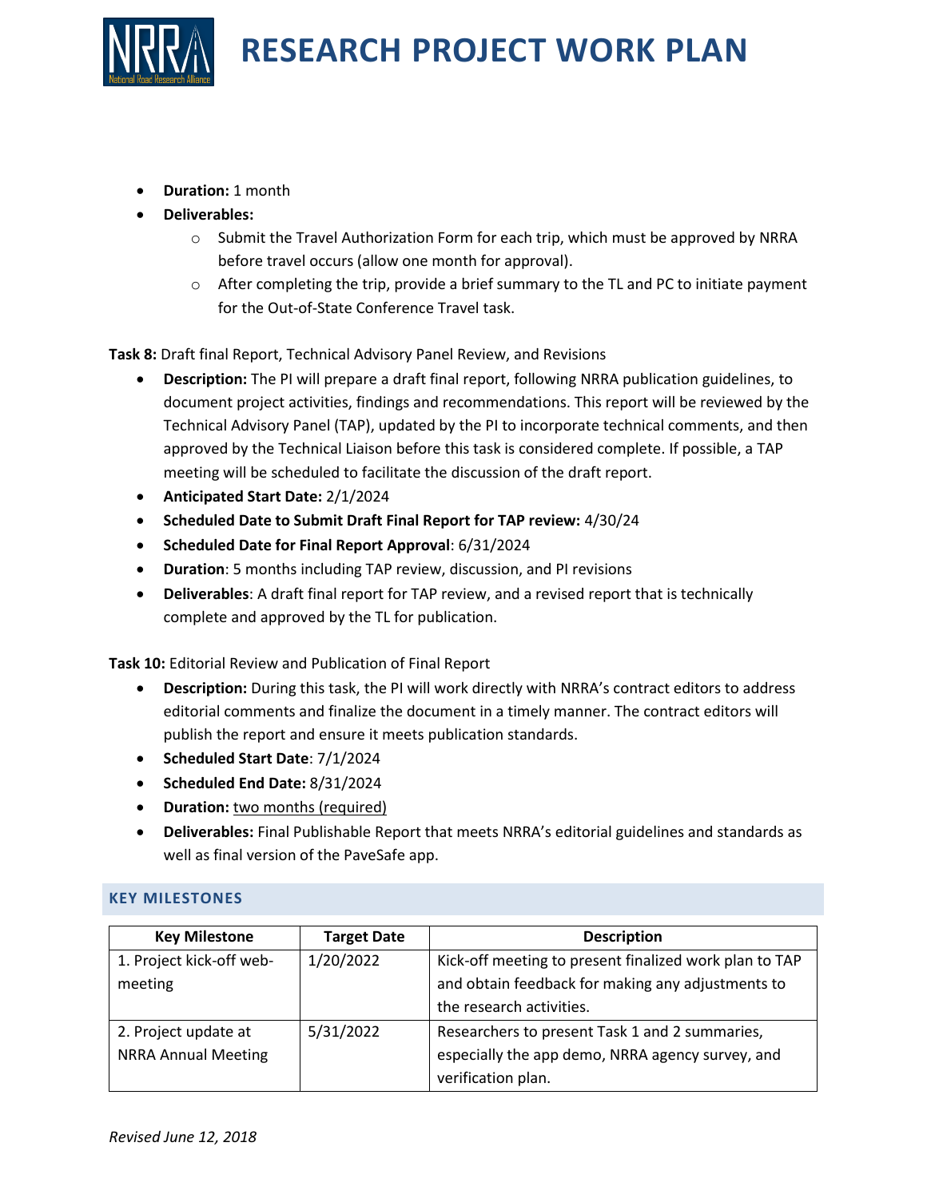- **Duration:** 1 month
- **Deliverables:**
  - Submit the Travel Authorization Form for each trip, which must be approved by NRRA before travel occurs (allow one month for approval).
  - After completing the trip, provide a brief summary to the TL and PC to initiate payment for the Out-of-State Conference Travel task.

**Task 8:** Draft final Report, Technical Advisory Panel Review, and Revisions

- **Description:** The PI will prepare a draft final report, following NRRA publication guidelines, to document project activities, findings and recommendations. This report will be reviewed by the Technical Advisory Panel (TAP), updated by the PI to incorporate technical comments, and then approved by the Technical Liaison before this task is considered complete. If possible, a TAP meeting will be scheduled to facilitate the discussion of the draft report.
- **Anticipated Start Date:** 2/1/2024
- **Scheduled Date to Submit Draft Final Report for TAP review:** 4/30/24
- **Scheduled Date for Final Report Approval**: 6/31/2024
- **Duration**: 5 months including TAP review, discussion, and PI revisions
- **Deliverables**: A draft final report for TAP review, and a revised report that is technically complete and approved by the TL for publication.

**Task 10:** Editorial Review and Publication of Final Report

- **Description:** During this task, the PI will work directly with NRRA's contract editors to address editorial comments and finalize the document in a timely manner. The contract editors will publish the report and ensure it meets publication standards.
- **Scheduled Start Date**: 7/1/2024
- **Scheduled End Date:** 8/31/2024
- **Duration:** <u>two months (required)</u>
- **Deliverables:** Final Publishable Report that meets NRRA's editorial guidelines and standards as well as final version of the PaveSafe app.

## KEY MILESTONES

| Key Milestone | Target Date | Description |
|---|---|---|
| 1. Project kick-off web-meeting | 1/20/2022 | Kick-off meeting to present finalized work plan to TAP and obtain feedback for making any adjustments to the research activities. |
| 2. Project update at NRRA Annual Meeting | 5/31/2022 | Researchers to present Task 1 and 2 summaries, especially the app demo, NRRA agency survey, and verification plan. |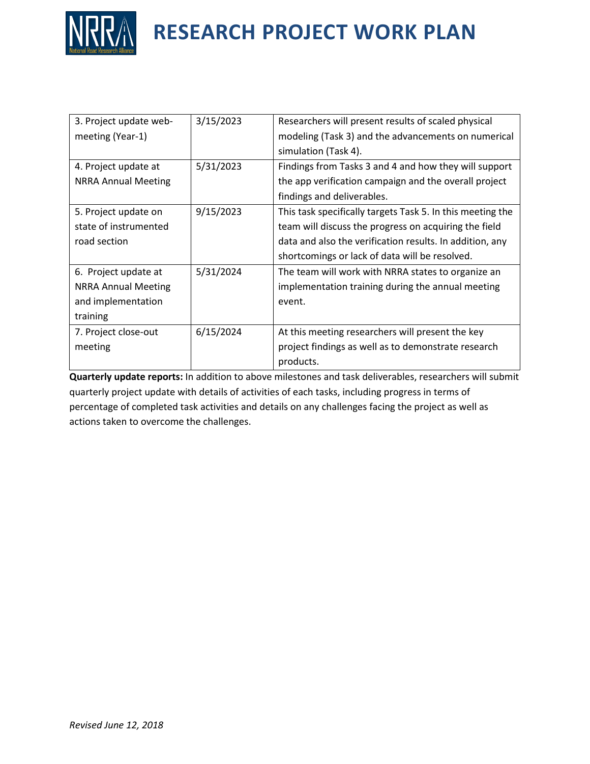| | | |
|---|---|---|
| 3. Project update web-meeting (Year-1) | 3/15/2023 | Researchers will present results of scaled physical modeling (Task 3) and the advancements on numerical simulation (Task 4). |
| 4. Project update at NRRA Annual Meeting | 5/31/2023 | Findings from Tasks 3 and 4 and how they will support the app verification campaign and the overall project findings and deliverables. |
| 5. Project update on state of instrumented road section | 9/15/2023 | This task specifically targets Task 5. In this meeting the team will discuss the progress on acquiring the field data and also the verification results. In addition, any shortcomings or lack of data will be resolved. |
| 6. Project update at NRRA Annual Meeting and implementation training | 5/31/2024 | The team will work with NRRA states to organize an implementation training during the annual meeting event. |
| 7. Project close-out meeting | 6/15/2024 | At this meeting researchers will present the key project findings as well as to demonstrate research products. |

**Quarterly update reports:** In addition to above milestones and task deliverables, researchers will submit quarterly project update with details of activities of each tasks, including progress in terms of percentage of completed task activities and details on any challenges facing the project as well as actions taken to overcome the challenges.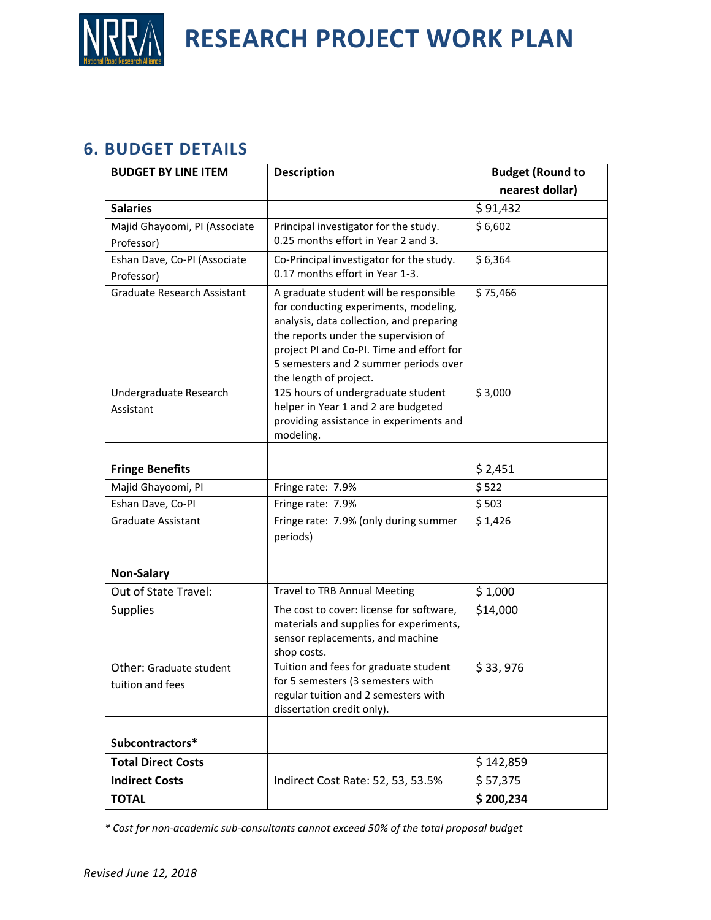## 6. BUDGET DETAILS

| BUDGET BY LINE ITEM | Description | Budget (Round to nearest dollar) |
|---|---|---|
| **Salaries** | | $ 91,432 |
| Majid Ghayoomi, PI (Associate Professor) | Principal investigator for the study. 0.25 months effort in Year 2 and 3. | $ 6,602 |
| Eshan Dave, Co-PI (Associate Professor) | Co-Principal investigator for the study. 0.17 months effort in Year 1-3. | $ 6,364 |
| Graduate Research Assistant | A graduate student will be responsible for conducting experiments, modeling, analysis, data collection, and preparing the reports under the supervision of project PI and Co-PI. Time and effort for 5 semesters and 2 summer periods over the length of project. | $ 75,466 |
| Undergraduate Research Assistant | 125 hours of undergraduate student helper in Year 1 and 2 are budgeted providing assistance in experiments and modeling. | $ 3,000 |
| | | |
| **Fringe Benefits** | | $ 2,451 |
| Majid Ghayoomi, PI | Fringe rate: 7.9% | $ 522 |
| Eshan Dave, Co-PI | Fringe rate: 7.9% | $ 503 |
| Graduate Assistant | Fringe rate: 7.9% (only during summer periods) | $ 1,426 |
| | | |
| **Non-Salary** | | |
| Out of State Travel: | Travel to TRB Annual Meeting | $ 1,000 |
| Supplies | The cost to cover: license for software, materials and supplies for experiments, sensor replacements, and machine shop costs. | $14,000 |
| Other: Graduate student tuition and fees | Tuition and fees for graduate student for 5 semesters (3 semesters with regular tuition and 2 semesters with dissertation credit only). | $ 33, 976 |
| | | |
| **Subcontractors*** | | |
| **Total Direct Costs** | | $ 142,859 |
| **Indirect Costs** | Indirect Cost Rate: 52, 53, 53.5% | $ 57,375 |
| **TOTAL** | | **$ 200,234** |

*\* Cost for non-academic sub-consultants cannot exceed 50% of the total proposal budget*

*Revised June 12, 2018*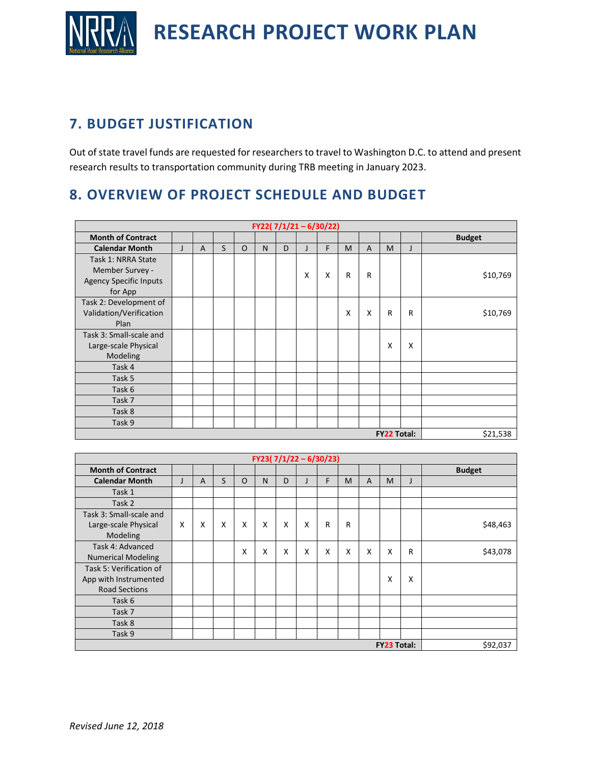## 7. BUDGET JUSTIFICATION

Out of state travel funds are requested for researchers to travel to Washington D.C. to attend and present research results to transportation community during TRB meeting in January 2023.

## 8. OVERVIEW OF PROJECT SCHEDULE AND BUDGET

| FY22( 7/1/21 – 6/30/22) | | | | | | | | | | | | | |
|---|---|---|---|---|---|---|---|---|---|---|---|---|---|
| **Month of Contract** | | | | | | | | | | | | | **Budget** |
| **Calendar Month** | J | A | S | O | N | D | J | F | M | A | M | J | |
| Task 1: NRRA State Member Survey - Agency Specific Inputs for App | | | | | | | X | X | R | R | | | $10,769 |
| Task 2: Development of Validation/Verification Plan | | | | | | | | | X | X | R | R | $10,769 |
| Task 3: Small-scale and Large-scale Physical Modeling | | | | | | | | | | | X | X | |
| Task 4 | | | | | | | | | | | | | |
| Task 5 | | | | | | | | | | | | | |
| Task 6 | | | | | | | | | | | | | |
| Task 7 | | | | | | | | | | | | | |
| Task 8 | | | | | | | | | | | | | |
| Task 9 | | | | | | | | | | | | | |
| | | | | | | | | | | | | **FY22 Total:** | $21,538 |

| FY23( 7/1/22 – 6/30/23) | | | | | | | | | | | | | |
|---|---|---|---|---|---|---|---|---|---|---|---|---|---|
| **Month of Contract** | | | | | | | | | | | | | **Budget** |
| **Calendar Month** | J | A | S | O | N | D | J | F | M | A | M | J | |
| Task 1 | | | | | | | | | | | | | |
| Task 2 | | | | | | | | | | | | | |
| Task 3: Small-scale and Large-scale Physical Modeling | X | X | X | X | X | X | X | R | R | | | | $48,463 |
| Task 4: Advanced Numerical Modeling | | | | X | X | X | X | X | X | X | X | R | $43,078 |
| Task 5: Verification of App with Instrumented Road Sections | | | | | | | | | | | X | X | |
| Task 6 | | | | | | | | | | | | | |
| Task 7 | | | | | | | | | | | | | |
| Task 8 | | | | | | | | | | | | | |
| Task 9 | | | | | | | | | | | | | |
| | | | | | | | | | | | | **FY23 Total:** | $92,037 |

*Revised June 12, 2018*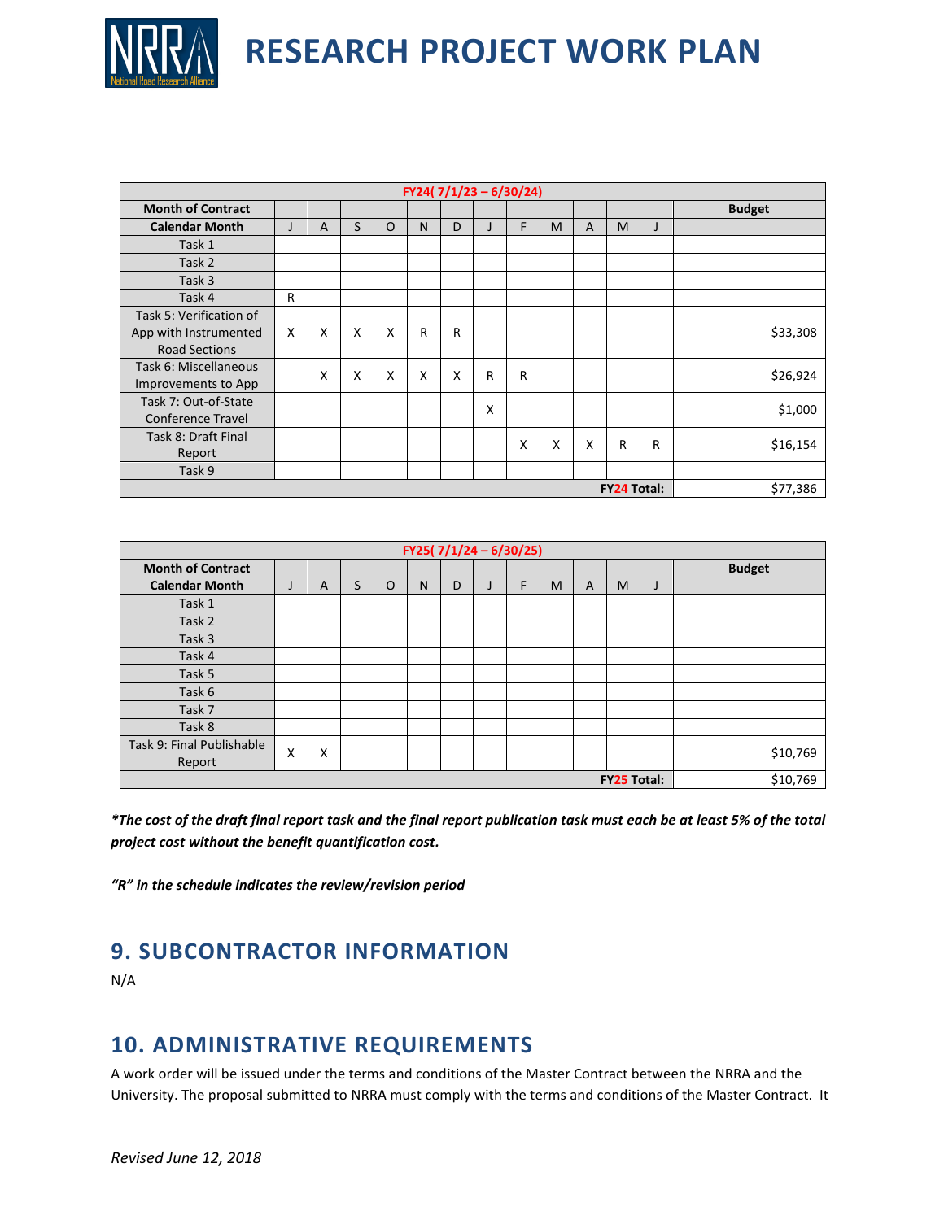| FY24( 7/1/23 – 6/30/24) | | | | | | | | | | | | | |
|---|---|---|---|---|---|---|---|---|---|---|---|---|---|
| **Month of Contract** | | | | | | | | | | | | | **Budget** |
| **Calendar Month** | J | A | S | O | N | D | J | F | M | A | M | J | |
| Task 1 | | | | | | | | | | | | | |
| Task 2 | | | | | | | | | | | | | |
| Task 3 | | | | | | | | | | | | | |
| Task 4 | R | | | | | | | | | | | | |
| Task 5: Verification of App with Instrumented Road Sections | X | X | X | X | R | R | | | | | | | $33,308 |
| Task 6: Miscellaneous Improvements to App | | X | X | X | X | X | R | R | | | | | $26,924 |
| Task 7: Out-of-State Conference Travel | | | | | | | X | | | | | | $1,000 |
| Task 8: Draft Final Report | | | | | | | | X | X | X | R | R | $16,154 |
| Task 9 | | | | | | | | | | | | | |
| **FY24 Total:** | | | | | | | | | | | | | $77,386 |

| FY25( 7/1/24 – 6/30/25) | | | | | | | | | | | | | |
|---|---|---|---|---|---|---|---|---|---|---|---|---|---|
| **Month of Contract** | | | | | | | | | | | | | **Budget** |
| **Calendar Month** | J | A | S | O | N | D | J | F | M | A | M | J | |
| Task 1 | | | | | | | | | | | | | |
| Task 2 | | | | | | | | | | | | | |
| Task 3 | | | | | | | | | | | | | |
| Task 4 | | | | | | | | | | | | | |
| Task 5 | | | | | | | | | | | | | |
| Task 6 | | | | | | | | | | | | | |
| Task 7 | | | | | | | | | | | | | |
| Task 8 | | | | | | | | | | | | | |
| Task 9: Final Publishable Report | X | X | | | | | | | | | | | $10,769 |
| **FY25 Total:** | | | | | | | | | | | | | $10,769 |

***The cost of the draft final report task and the final report publication task must each be at least 5% of the total project cost without the benefit quantification cost.***

***"R" in the schedule indicates the review/revision period***

## 9. SUBCONTRACTOR INFORMATION

N/A

## 10. ADMINISTRATIVE REQUIREMENTS

A work order will be issued under the terms and conditions of the Master Contract between the NRRA and the University. The proposal submitted to NRRA must comply with the terms and conditions of the Master Contract. It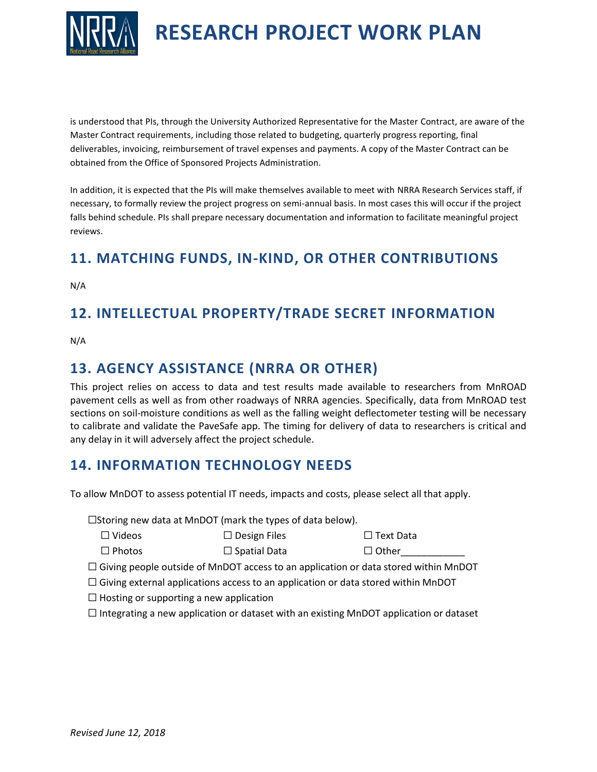is understood that PIs, through the University Authorized Representative for the Master Contract, are aware of the Master Contract requirements, including those related to budgeting, quarterly progress reporting, final deliverables, invoicing, reimbursement of travel expenses and payments. A copy of the Master Contract can be obtained from the Office of Sponsored Projects Administration.

In addition, it is expected that the PIs will make themselves available to meet with NRRA Research Services staff, if necessary, to formally review the project progress on semi-annual basis. In most cases this will occur if the project falls behind schedule. PIs shall prepare necessary documentation and information to facilitate meaningful project reviews.

## 11. MATCHING FUNDS, IN-KIND, OR OTHER CONTRIBUTIONS

N/A

## 12. INTELLECTUAL PROPERTY/TRADE SECRET INFORMATION

N/A

## 13. AGENCY ASSISTANCE (NRRA OR OTHER)

This project relies on access to data and test results made available to researchers from MnROAD pavement cells as well as from other roadways of NRRA agencies. Specifically, data from MnROAD test sections on soil-moisture conditions as well as the falling weight deflectometer testing will be necessary to calibrate and validate the PaveSafe app. The timing for delivery of data to researchers is critical and any delay in it will adversely affect the project schedule.

## 14. INFORMATION TECHNOLOGY NEEDS

To allow MnDOT to assess potential IT needs, impacts and costs, please select all that apply.

☐Storing new data at MnDOT (mark the types of data below).

☐ Videos ☐ Design Files ☐ Text Data

☐ Photos ☐ Spatial Data ☐ Other____________

☐ Giving people outside of MnDOT access to an application or data stored within MnDOT

☐ Giving external applications access to an application or data stored within MnDOT

☐ Hosting or supporting a new application

☐ Integrating a new application or dataset with an existing MnDOT application or dataset

*Revised June 12, 2018*